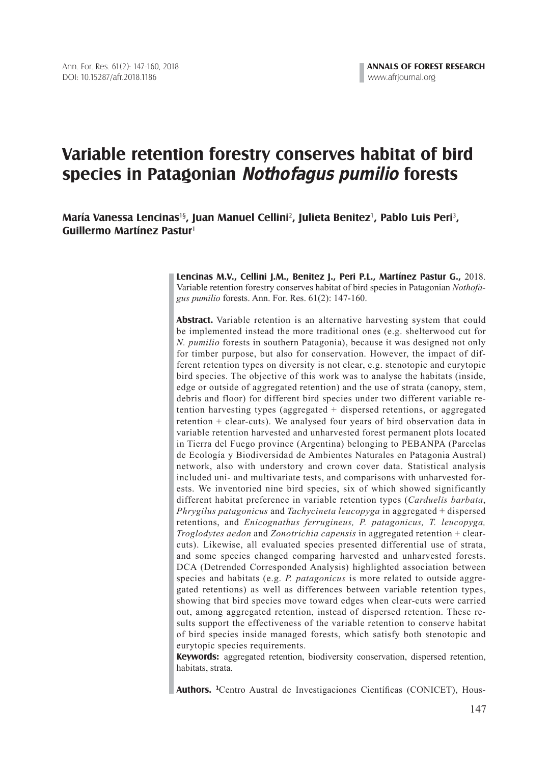# Variable retention forestry conserves habitat of bird species in Patagonian *Nothofagus pumilio* forests

**María Vanessa Lencinas[1§], Juan Manuel Cellini[2], Julieta Benitez[1], Pablo Luis Peri[3], Guillermo Martínez Pastur[1]**

**Lencinas M.V., Cellini J.M., Benitez J., Peri P.L., Martínez Pastur G.,** 2018. Variable retention forestry conserves habitat of bird species in Patagonian *Nothofagus pumilio* forests. Ann. For. Res. 61(2): 147-160.

**Abstract.** Variable retention is an alternative harvesting system that could be implemented instead the more traditional ones (e.g. shelterwood cut for *N. pumilio* forests in southern Patagonia), because it was designed not only for timber purpose, but also for conservation. However, the impact of different retention types on diversity is not clear, e.g. stenotopic and eurytopic bird species. The objective of this work was to analyse the habitats (inside, edge or outside of aggregated retention) and the use of strata (canopy, stem, debris and floor) for different bird species under two different variable retention harvesting types (aggregated + dispersed retentions, or aggregated retention + clear-cuts). We analysed four years of bird observation data in variable retention harvested and unharvested forest permanent plots located in Tierra del Fuego province (Argentina) belonging to PEBANPA (Parcelas de Ecología y Biodiversidad de Ambientes Naturales en Patagonia Austral) network, also with understory and crown cover data. Statistical analysis included uni- and multivariate tests, and comparisons with unharvested forests. We inventoried nine bird species, six of which showed significantly different habitat preference in variable retention types (*Carduelis barbata*, *Phrygilus patagonicus* and *Tachycineta leucopyga* in aggregated + dispersed retentions, and *Enicognathus ferrugineus, P. patagonicus, T. leucopyga, Troglodytes aedon* and *Zonotrichia capensis* in aggregated retention + clear-cuts). Likewise, all evaluated species presented differential use of strata, and some species changed comparing harvested and unharvested forests. DCA (Detrended Corresponded Analysis) highlighted association between species and habitats (e.g. *P. patagonicus* is more related to outside aggregated retentions) as well as differences between variable retention types, showing that bird species move toward edges when clear-cuts were carried out, among aggregated retention, instead of dispersed retention. These results support the effectiveness of the variable retention to conserve habitat of bird species inside managed forests, which satisfy both stenotopic and eurytopic species requirements.

**Keywords:** aggregated retention, biodiversity conservation, dispersed retention, habitats, strata.

**Authors.** [1]Centro Austral de Investigaciones Científicas (CONICET), Hous-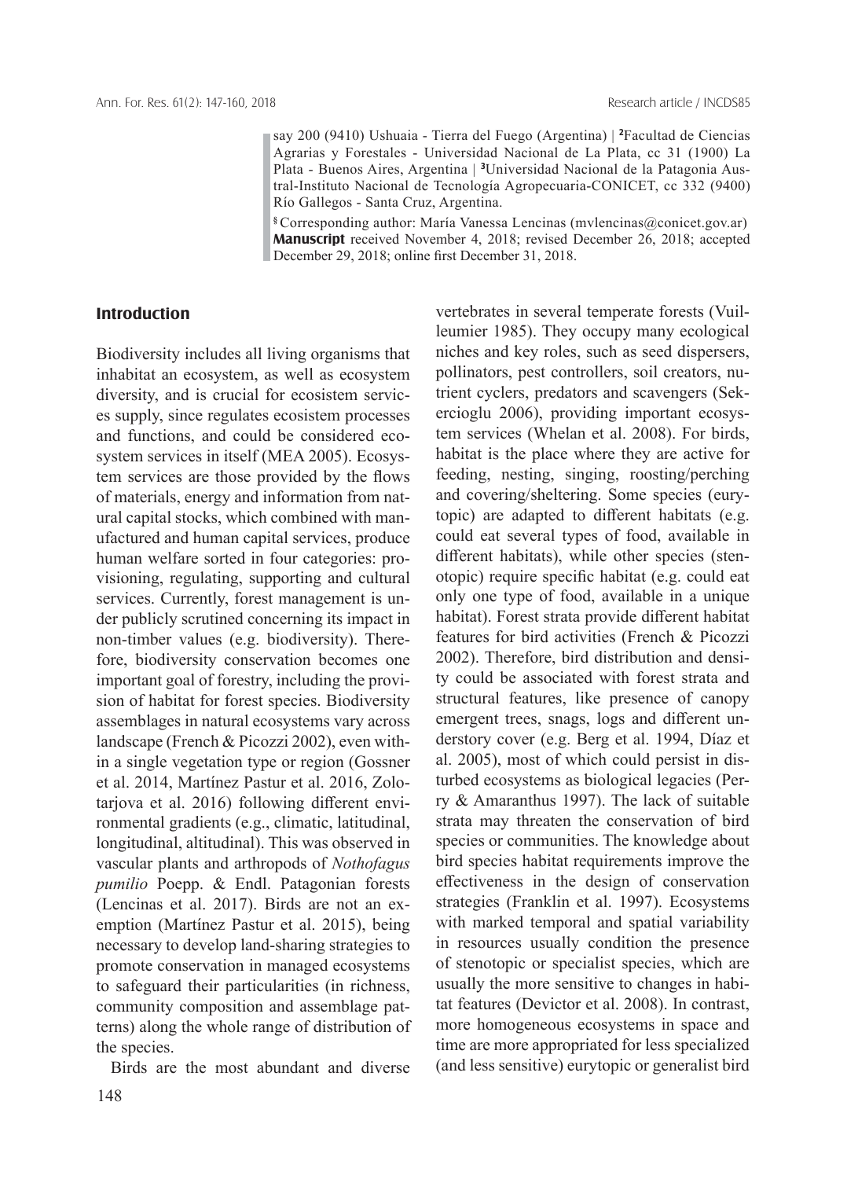say 200 (9410) Ushuaia - Tierra del Fuego (Argentina) | [2]Facultad de Ciencias Agrarias y Forestales - Universidad Nacional de La Plata, cc 31 (1900) La Plata - Buenos Aires, Argentina | [3]Universidad Nacional de la Patagonia Austral-Instituto Nacional de Tecnología Agropecuaria-CONICET, cc 332 (9400) Río Gallegos - Santa Cruz, Argentina.

[§] Corresponding author: María Vanessa Lencinas (mvlencinas@conicet.gov.ar)
**Manuscript** received November 4, 2018; revised December 26, 2018; accepted December 29, 2018; online first December 31, 2018.

## Introduction

Biodiversity includes all living organisms that inhabitat an ecosystem, as well as ecosystem diversity, and is crucial for ecosistem services supply, since regulates ecosistem processes and functions, and could be considered ecosystem services in itself (MEA 2005). Ecosystem services are those provided by the flows of materials, energy and information from natural capital stocks, which combined with manufactured and human capital services, produce human welfare sorted in four categories: provisioning, regulating, supporting and cultural services. Currently, forest management is under publicly scrutined concerning its impact in non-timber values (e.g. biodiversity). Therefore, biodiversity conservation becomes one important goal of forestry, including the provision of habitat for forest species. Biodiversity assemblages in natural ecosystems vary across landscape (French & Picozzi 2002), even within a single vegetation type or region (Gossner et al. 2014, Martínez Pastur et al. 2016, Zolotarjova et al. 2016) following different environmental gradients (e.g., climatic, latitudinal, longitudinal, altitudinal). This was observed in vascular plants and arthropods of *Nothofagus pumilio* Poepp. & Endl. Patagonian forests (Lencinas et al. 2017). Birds are not an exemption (Martínez Pastur et al. 2015), being necessary to develop land-sharing strategies to promote conservation in managed ecosystems to safeguard their particularities (in richness, community composition and assemblage patterns) along the whole range of distribution of the species.

Birds are the most abundant and diverse vertebrates in several temperate forests (Vuilleumier 1985). They occupy many ecological niches and key roles, such as seed dispersers, pollinators, pest controllers, soil creators, nutrient cyclers, predators and scavengers (Sekercioglu 2006), providing important ecosystem services (Whelan et al. 2008). For birds, habitat is the place where they are active for feeding, nesting, singing, roosting/perching and covering/sheltering. Some species (eurytopic) are adapted to different habitats (e.g. could eat several types of food, available in different habitats), while other species (stenotopic) require specific habitat (e.g. could eat only one type of food, available in a unique habitat). Forest strata provide different habitat features for bird activities (French & Picozzi 2002). Therefore, bird distribution and density could be associated with forest strata and structural features, like presence of canopy emergent trees, snags, logs and different understory cover (e.g. Berg et al. 1994, Díaz et al. 2005), most of which could persist in disturbed ecosystems as biological legacies (Perry & Amaranthus 1997). The lack of suitable strata may threaten the conservation of bird species or communities. The knowledge about bird species habitat requirements improve the effectiveness in the design of conservation strategies (Franklin et al. 1997). Ecosystems with marked temporal and spatial variability in resources usually condition the presence of stenotopic or specialist species, which are usually the more sensitive to changes in habitat features (Devictor et al. 2008). In contrast, more homogeneous ecosystems in space and time are more appropriated for less specialized (and less sensitive) eurytopic or generalist bird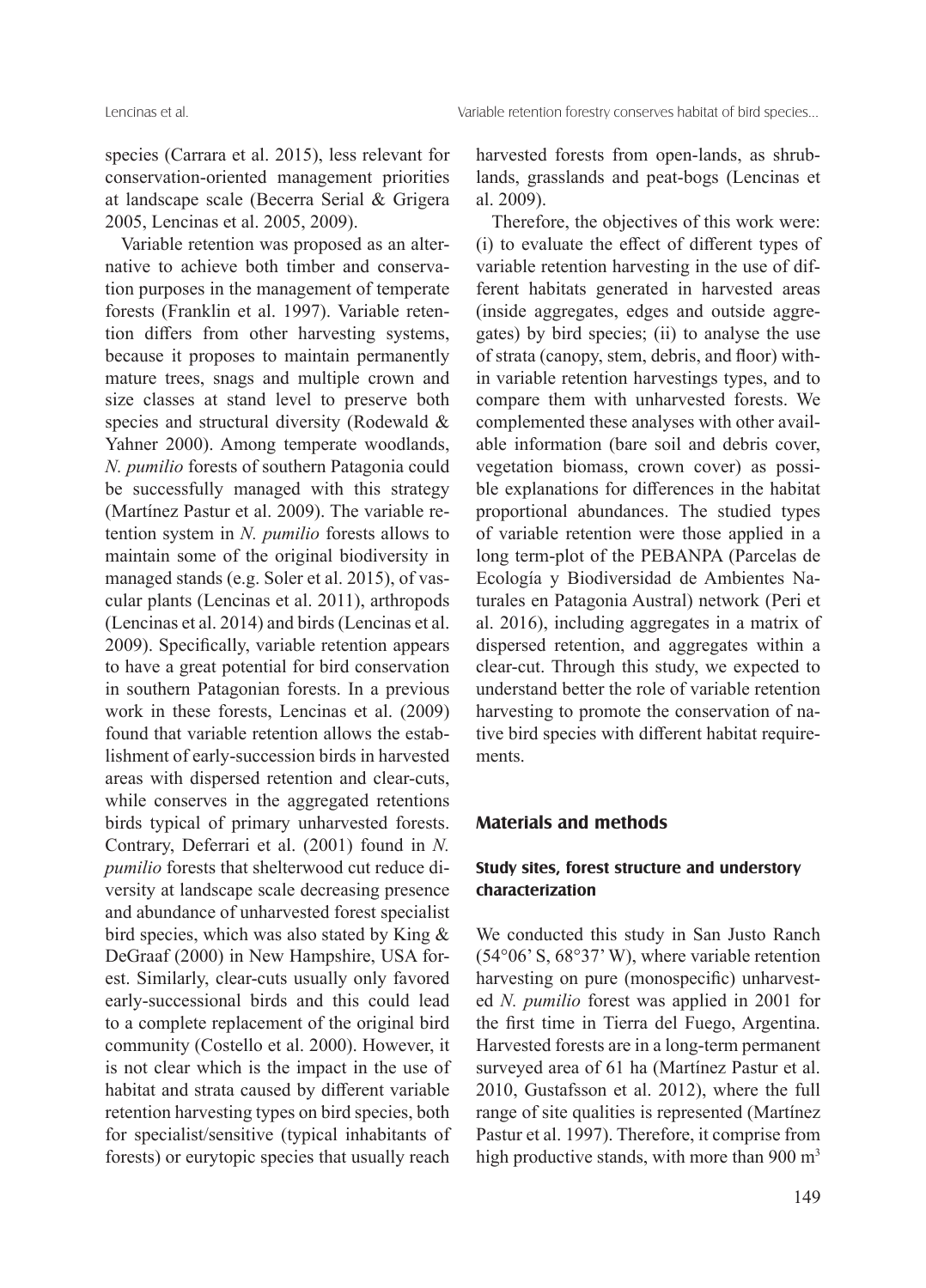species (Carrara et al. 2015), less relevant for conservation-oriented management priorities at landscape scale (Becerra Serial & Grigera 2005, Lencinas et al. 2005, 2009).

Variable retention was proposed as an alternative to achieve both timber and conservation purposes in the management of temperate forests (Franklin et al. 1997). Variable retention differs from other harvesting systems, because it proposes to maintain permanently mature trees, snags and multiple crown and size classes at stand level to preserve both species and structural diversity (Rodewald & Yahner 2000). Among temperate woodlands, *N. pumilio* forests of southern Patagonia could be successfully managed with this strategy (Martínez Pastur et al. 2009). The variable retention system in *N. pumilio* forests allows to maintain some of the original biodiversity in managed stands (e.g. Soler et al. 2015), of vascular plants (Lencinas et al. 2011), arthropods (Lencinas et al. 2014) and birds (Lencinas et al. 2009). Specifically, variable retention appears to have a great potential for bird conservation in southern Patagonian forests. In a previous work in these forests, Lencinas et al. (2009) found that variable retention allows the establishment of early-succession birds in harvested areas with dispersed retention and clear-cuts, while conserves in the aggregated retentions birds typical of primary unharvested forests. Contrary, Deferrari et al. (2001) found in *N. pumilio* forests that shelterwood cut reduce diversity at landscape scale decreasing presence and abundance of unharvested forest specialist bird species, which was also stated by King & DeGraaf (2000) in New Hampshire, USA forest. Similarly, clear-cuts usually only favored early-successional birds and this could lead to a complete replacement of the original bird community (Costello et al. 2000). However, it is not clear which is the impact in the use of habitat and strata caused by different variable retention harvesting types on bird species, both for specialist/sensitive (typical inhabitants of forests) or eurytopic species that usually reach harvested forests from open-lands, as shrublands, grasslands and peat-bogs (Lencinas et al. 2009).

Therefore, the objectives of this work were: (i) to evaluate the effect of different types of variable retention harvesting in the use of different habitats generated in harvested areas (inside aggregates, edges and outside aggregates) by bird species; (ii) to analyse the use of strata (canopy, stem, debris, and floor) within variable retention harvestings types, and to compare them with unharvested forests. We complemented these analyses with other available information (bare soil and debris cover, vegetation biomass, crown cover) as possible explanations for differences in the habitat proportional abundances. The studied types of variable retention were those applied in a long term-plot of the PEBANPA (Parcelas de Ecología y Biodiversidad de Ambientes Naturales en Patagonia Austral) network (Peri et al. 2016), including aggregates in a matrix of dispersed retention, and aggregates within a clear-cut. Through this study, we expected to understand better the role of variable retention harvesting to promote the conservation of native bird species with different habitat requirements.

## Materials and methods

### Study sites, forest structure and understory characterization

We conducted this study in San Justo Ranch (54°06' S, 68°37' W), where variable retention harvesting on pure (monospecific) unharvested *N. pumilio* forest was applied in 2001 for the first time in Tierra del Fuego, Argentina. Harvested forests are in a long-term permanent surveyed area of 61 ha (Martínez Pastur et al. 2010, Gustafsson et al. 2012), where the full range of site qualities is represented (Martínez Pastur et al. 1997). Therefore, it comprise from high productive stands, with more than 900 $m^3$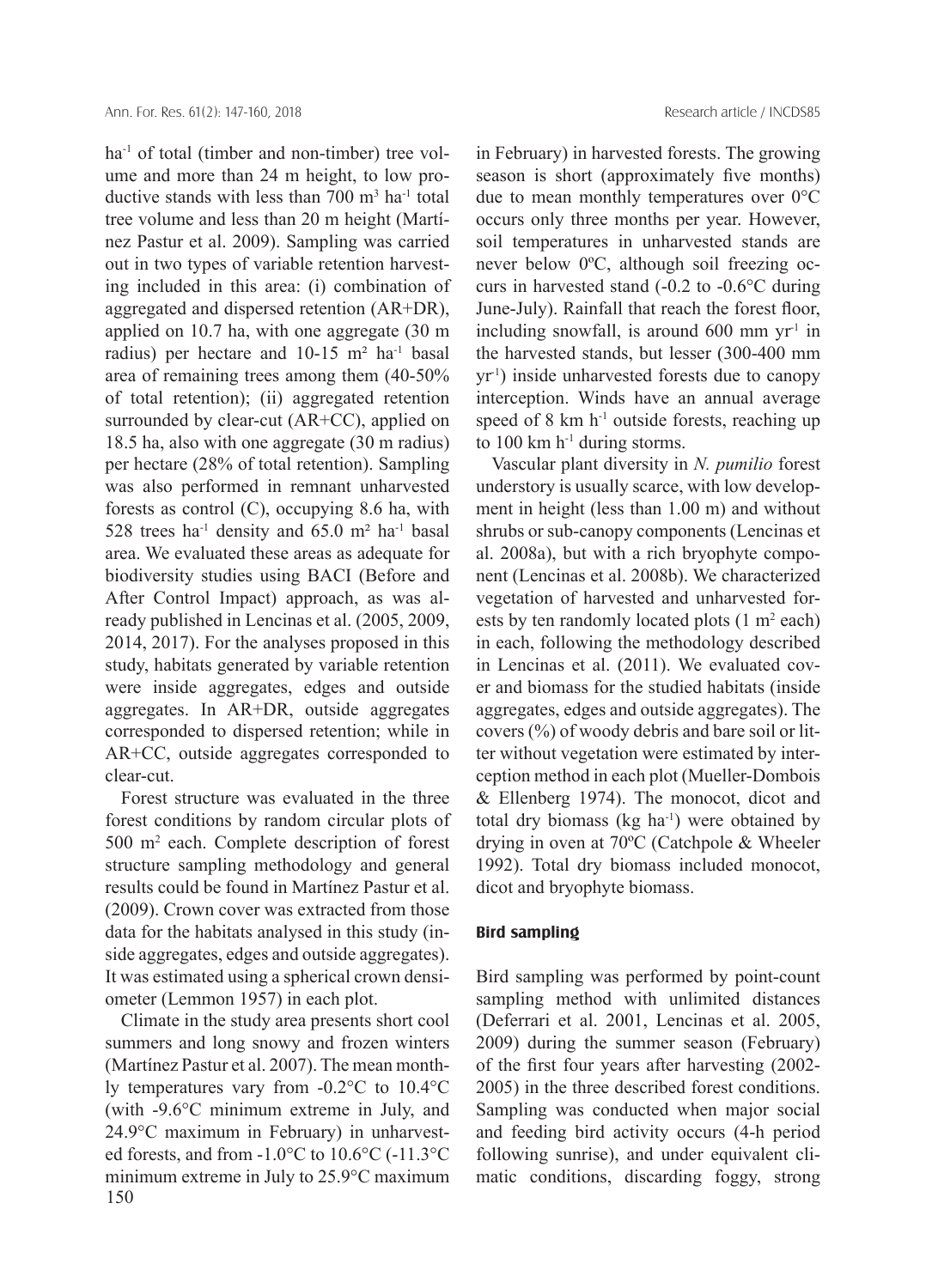ha$^{-1}$ of total (timber and non-timber) tree volume and more than 24 m height, to low productive stands with less than 700 m$^3$ ha$^{-1}$ total tree volume and less than 20 m height (Martínez Pastur et al. 2009). Sampling was carried out in two types of variable retention harvesting included in this area: (i) combination of aggregated and dispersed retention (AR+DR), applied on 10.7 ha, with one aggregate (30 m radius) per hectare and 10-15 m² ha$^{-1}$ basal area of remaining trees among them (40-50% of total retention); (ii) aggregated retention surrounded by clear-cut (AR+CC), applied on 18.5 ha, also with one aggregate (30 m radius) per hectare (28% of total retention). Sampling was also performed in remnant unharvested forests as control (C), occupying 8.6 ha, with 528 trees ha$^{-1}$ density and 65.0 m² ha$^{-1}$ basal area. We evaluated these areas as adequate for biodiversity studies using BACI (Before and After Control Impact) approach, as was already published in Lencinas et al. (2005, 2009, 2014, 2017). For the analyses proposed in this study, habitats generated by variable retention were inside aggregates, edges and outside aggregates. In AR+DR, outside aggregates corresponded to dispersed retention; while in AR+CC, outside aggregates corresponded to clear-cut.

Forest structure was evaluated in the three forest conditions by random circular plots of 500 m$^2$ each. Complete description of forest structure sampling methodology and general results could be found in Martínez Pastur et al. (2009). Crown cover was extracted from those data for the habitats analysed in this study (inside aggregates, edges and outside aggregates). It was estimated using a spherical crown densiometer (Lemmon 1957) in each plot.

Climate in the study area presents short cool summers and long snowy and frozen winters (Martínez Pastur et al. 2007). The mean monthly temperatures vary from -0.2°C to 10.4°C (with -9.6°C minimum extreme in July, and 24.9°C maximum in February) in unharvested forests, and from -1.0°C to 10.6°C (-11.3°C minimum extreme in July to 25.9°C maximum in February) in harvested forests. The growing season is short (approximately five months) due to mean monthly temperatures over 0°C occurs only three months per year. However, soil temperatures in unharvested stands are never below 0ºC, although soil freezing occurs in harvested stand (-0.2 to -0.6°C during June-July). Rainfall that reach the forest floor, including snowfall, is around 600 mm yr$^{-1}$ in the harvested stands, but lesser (300-400 mm yr$^{-1}$) inside unharvested forests due to canopy interception. Winds have an annual average speed of 8 km h$^{-1}$ outside forests, reaching up to 100 km h$^{-1}$ during storms.

Vascular plant diversity in *N. pumilio* forest understory is usually scarce, with low development in height (less than 1.00 m) and without shrubs or sub-canopy components (Lencinas et al. 2008a), but with a rich bryophyte component (Lencinas et al. 2008b). We characterized vegetation of harvested and unharvested forests by ten randomly located plots (1 m$^2$ each) in each, following the methodology described in Lencinas et al. (2011). We evaluated cover and biomass for the studied habitats (inside aggregates, edges and outside aggregates). The covers (%) of woody debris and bare soil or litter without vegetation were estimated by interception method in each plot (Mueller-Dombois & Ellenberg 1974). The monocot, dicot and total dry biomass (kg ha$^{-1}$) were obtained by drying in oven at 70ºC (Catchpole & Wheeler 1992). Total dry biomass included monocot, dicot and bryophyte biomass.

#### Bird sampling

Bird sampling was performed by point-count sampling method with unlimited distances (Deferrari et al. 2001, Lencinas et al. 2005, 2009) during the summer season (February) of the first four years after harvesting (2002-2005) in the three described forest conditions. Sampling was conducted when major social and feeding bird activity occurs (4-h period following sunrise), and under equivalent climatic conditions, discarding foggy, strong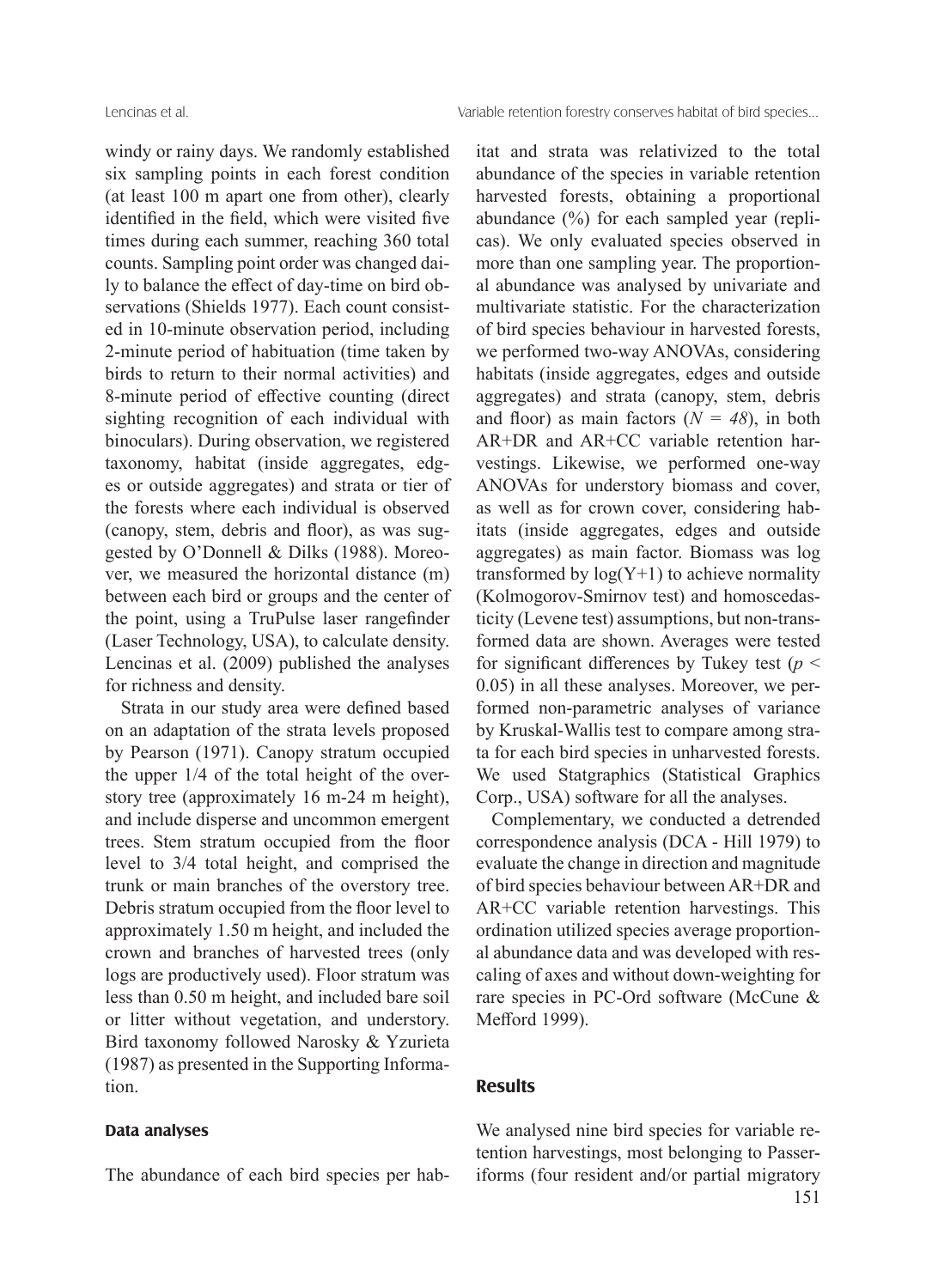windy or rainy days. We randomly established six sampling points in each forest condition (at least 100 m apart one from other), clearly identified in the field, which were visited five times during each summer, reaching 360 total counts. Sampling point order was changed daily to balance the effect of day-time on bird observations (Shields 1977). Each count consisted in 10-minute observation period, including 2-minute period of habituation (time taken by birds to return to their normal activities) and 8-minute period of effective counting (direct sighting recognition of each individual with binoculars). During observation, we registered taxonomy, habitat (inside aggregates, edges or outside aggregates) and strata or tier of the forests where each individual is observed (canopy, stem, debris and floor), as was suggested by O'Donnell & Dilks (1988). Moreover, we measured the horizontal distance (m) between each bird or groups and the center of the point, using a TruPulse laser rangefinder (Laser Technology, USA), to calculate density. Lencinas et al. (2009) published the analyses for richness and density.

Strata in our study area were defined based on an adaptation of the strata levels proposed by Pearson (1971). Canopy stratum occupied the upper 1/4 of the total height of the overstory tree (approximately 16 m-24 m height), and include disperse and uncommon emergent trees. Stem stratum occupied from the floor level to 3/4 total height, and comprised the trunk or main branches of the overstory tree. Debris stratum occupied from the floor level to approximately 1.50 m height, and included the crown and branches of harvested trees (only logs are productively used). Floor stratum was less than 0.50 m height, and included bare soil or litter without vegetation, and understory. Bird taxonomy followed Narosky & Yzurieta (1987) as presented in the Supporting Information.

### Data analyses

The abundance of each bird species per habitat and strata was relativized to the total abundance of the species in variable retention harvested forests, obtaining a proportional abundance (%) for each sampled year (replicas). We only evaluated species observed in more than one sampling year. The proportional abundance was analysed by univariate and multivariate statistic. For the characterization of bird species behaviour in harvested forests, we performed two-way ANOVAs, considering habitats (inside aggregates, edges and outside aggregates) and strata (canopy, stem, debris and floor) as main factors ($N = 48$), in both AR+DR and AR+CC variable retention harvestings. Likewise, we performed one-way ANOVAs for understory biomass and cover, as well as for crown cover, considering habitats (inside aggregates, edges and outside aggregates) as main factor. Biomass was log transformed by $\log(Y+1)$ to achieve normality (Kolmogorov-Smirnov test) and homoscedasticity (Levene test) assumptions, but non-transformed data are shown. Averages were tested for significant differences by Tukey test ($p < 0.05$) in all these analyses. Moreover, we performed non-parametric analyses of variance by Kruskal-Wallis test to compare among strata for each bird species in unharvested forests. We used Statgraphics (Statistical Graphics Corp., USA) software for all the analyses.

Complementary, we conducted a detrended correspondence analysis (DCA - Hill 1979) to evaluate the change in direction and magnitude of bird species behaviour between AR+DR and AR+CC variable retention harvestings. This ordination utilized species average proportional abundance data and was developed with rescaling of axes and without down-weighting for rare species in PC-Ord software (McCune & Mefford 1999).

## Results

We analysed nine bird species for variable retention harvestings, most belonging to Passeriforms (four resident and/or partial migratory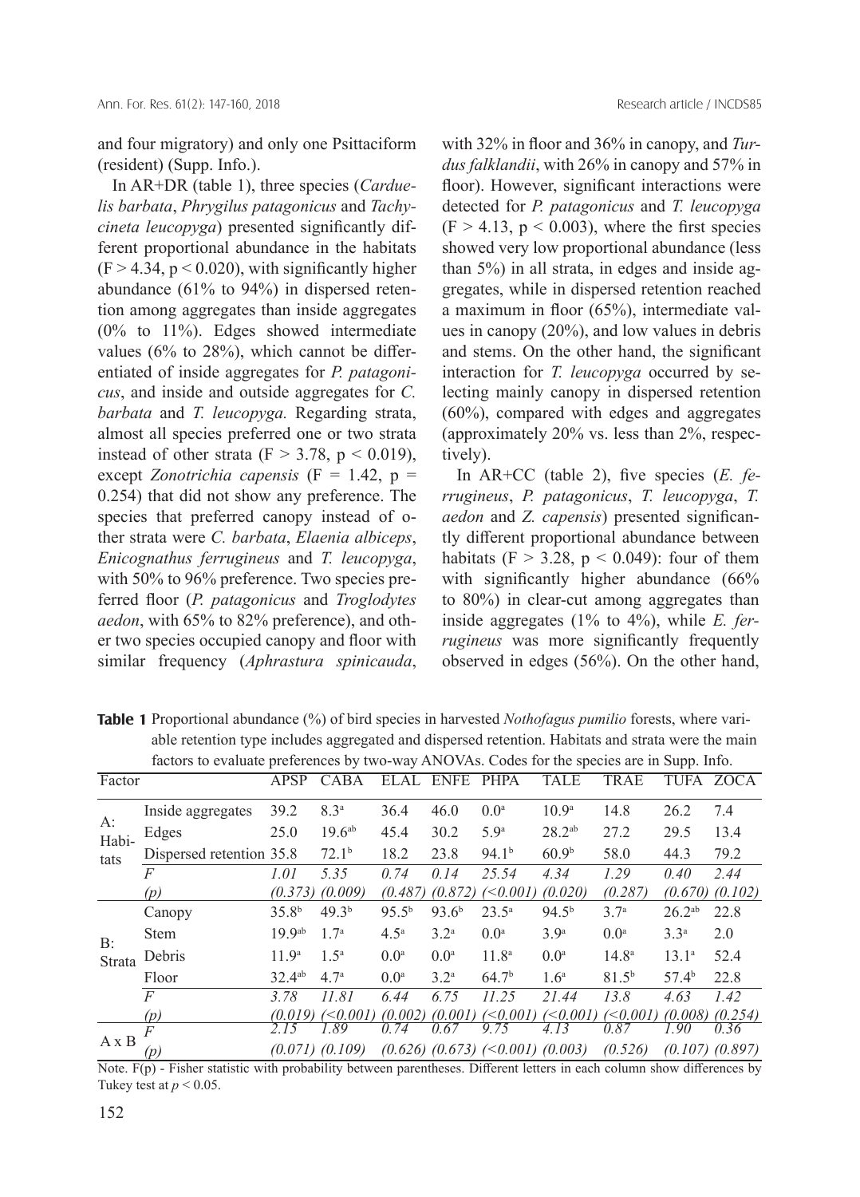and four migratory) and only one Psittaciform (resident) (Supp. Info.).

In AR+DR (table 1), three species (*Carduelis barbata*, *Phrygilus patagonicus* and *Tachycineta leucopyga*) presented significantly different proportional abundance in the habitats ($F > 4.34$, $p < 0.020$), with significantly higher abundance (61% to 94%) in dispersed retention among aggregates than inside aggregates (0% to 11%). Edges showed intermediate values (6% to 28%), which cannot be differentiated of inside aggregates for *P. patagonicus*, and inside and outside aggregates for *C. barbata* and *T. leucopyga.* Regarding strata, almost all species preferred one or two strata instead of other strata ($F > 3.78$, $p < 0.019$), except *Zonotrichia capensis* ($F = 1.42$, $p = 0.254$) that did not show any preference. The species that preferred canopy instead of other strata were *C. barbata*, *Elaenia albiceps*, *Enicognathus ferrugineus* and *T. leucopyga*, with 50% to 96% preference. Two species preferred floor (*P. patagonicus* and *Troglodytes aedon*, with 65% to 82% preference), and other two species occupied canopy and floor with similar frequency (*Aphrastura spinicauda*, with 32% in floor and 36% in canopy, and *Turdus falklandii*, with 26% in canopy and 57% in floor). However, significant interactions were detected for *P. patagonicus* and *T. leucopyga* ($F > 4.13$, $p < 0.003$), where the first species showed very low proportional abundance (less than 5%) in all strata, in edges and inside aggregates, while in dispersed retention reached a maximum in floor (65%), intermediate values in canopy (20%), and low values in debris and stems. On the other hand, the significant interaction for *T. leucopyga* occurred by selecting mainly canopy in dispersed retention (60%), compared with edges and aggregates (approximately 20% vs. less than 2%, respectively).

In AR+CC (table 2), five species (*E. ferrugineus*, *P. patagonicus*, *T. leucopyga*, *T. aedon* and *Z. capensis*) presented significantly different proportional abundance between habitats ($F > 3.28$, $p < 0.049$): four of them with significantly higher abundance (66% to 80%) in clear-cut among aggregates than inside aggregates (1% to 4%), while *E. ferrugineus* was more significantly frequently observed in edges (56%). On the other hand,

**Table 1** Proportional abundance (%) of bird species in harvested *Nothofagus pumilio* forests, where variable retention type includes aggregated and dispersed retention. Habitats and strata were the main factors to evaluate preferences by two-way ANOVAs. Codes for the species are in Supp. Info.

| Factor | | APSP | CABA | ELAL | ENFE | PHPA | TALE | TRAE | TUFA | ZOCA |
|---|---|---|---|---|---|---|---|---|---|---|
| A: Habitats | Inside aggregates | 39.2 | 8.3$^{a}$ | 36.4 | 46.0 | 0.0$^{a}$ | 10.9$^{a}$ | 14.8 | 26.2 | 7.4 |
| | Edges | 25.0 | 19.6$^{ab}$ | 45.4 | 30.2 | 5.9$^{a}$ | 28.2$^{ab}$ | 27.2 | 29.5 | 13.4 |
| | Dispersed retention | 35.8 | 72.1$^{b}$ | 18.2 | 23.8 | 94.1$^{b}$ | 60.9$^{b}$ | 58.0 | 44.3 | 79.2 |
| | *F* | *1.01* | *5.35* | *0.74* | *0.14* | *25.54* | *4.34* | *1.29* | *0.40* | *2.44* |
| | *(p)* | *(0.373)* | *(0.009)* | *(0.487)* | *(0.872)* | *(<0.001)* | *(0.020)* | *(0.287)* | *(0.670)* | *(0.102)* |
| B: Strata | Canopy | 35.8$^{b}$ | 49.3$^{b}$ | 95.5$^{b}$ | 93.6$^{b}$ | 23.5$^{a}$ | 94.5$^{b}$ | 3.7$^{a}$ | 26.2$^{ab}$ | 22.8 |
| | Stem | 19.9$^{ab}$ | 1.7$^{a}$ | 4.5$^{a}$ | 3.2$^{a}$ | 0.0$^{a}$ | 3.9$^{a}$ | 0.0$^{a}$ | 3.3$^{a}$ | 2.0 |
| | Debris | 11.9$^{a}$ | 1.5$^{a}$ | 0.0$^{a}$ | 0.0$^{a}$ | 11.8$^{a}$ | 0.0$^{a}$ | 14.8$^{a}$ | 13.1$^{a}$ | 52.4 |
| | Floor | 32.4$^{ab}$ | 4.7$^{a}$ | 0.0$^{a}$ | 3.2$^{a}$ | 64.7$^{b}$ | 1.6$^{a}$ | 81.5$^{b}$ | 57.4$^{b}$ | 22.8 |
| | *F* | *3.78* | *11.81* | *6.44* | *6.75* | *11.25* | *21.44* | *13.8* | *4.63* | *1.42* |
| | *(p)* | *(0.019)* | *(<0.001)* | *(0.002)* | *(0.001)* | *(<0.001)* | *(<0.001)* | *(<0.001)* | *(0.008)* | *(0.254)* |
| A x B | *F* | *2.15* | *1.89* | *0.74* | *0.67* | *9.75* | *4.13* | *0.87* | *1.90* | *0.36* |
| | *(p)* | *(0.071)* | *(0.109)* | *(0.626)* | *(0.673)* | *(<0.001)* | *(0.003)* | *(0.526)* | *(0.107)* | *(0.897)* |

Note. F(p) - Fisher statistic with probability between parentheses. Different letters in each column show differences by Tukey test at $p < 0.05$.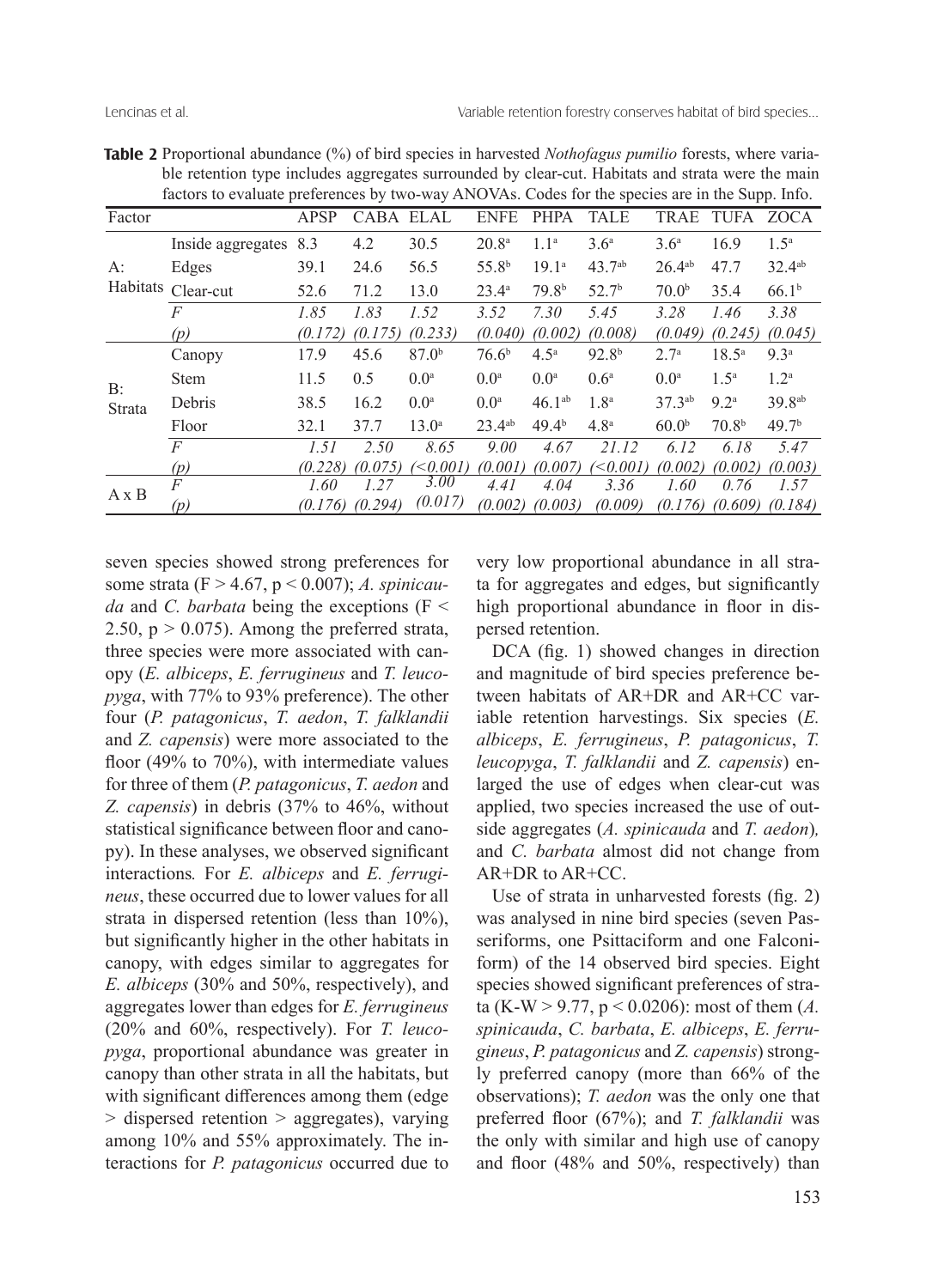**Table 2** Proportional abundance (%) of bird species in harvested *Nothofagus pumilio* forests, where variable retention type includes aggregates surrounded by clear-cut. Habitats and strata were the main factors to evaluate preferences by two-way ANOVAs. Codes for the species are in the Supp. Info.

| Factor | | APSP | CABA | ELAL | ENFE | PHPA | TALE | TRAE | TUFA | ZOCA |
|---|---|---|---|---|---|---|---|---|---|---|
| A: Habitats | Inside aggregates | 8.3 | 4.2 | 30.5 | 20.8$^{a}$ | 1.1$^{a}$ | 3.6$^{a}$ | 3.6$^{a}$ | 16.9 | 1.5$^{a}$ |
| | Edges | 39.1 | 24.6 | 56.5 | 55.8$^{b}$ | 19.1$^{a}$ | 43.7$^{ab}$ | 26.4$^{ab}$ | 47.7 | 32.4$^{ab}$ |
| | Clear-cut | 52.6 | 71.2 | 13.0 | 23.4$^{a}$ | 79.8$^{b}$ | 52.7$^{b}$ | 70.0$^{b}$ | 35.4 | 66.1$^{b}$ |
| | *F* | *1.85* | *1.83* | *1.52* | *3.52* | *7.30* | *5.45* | *3.28* | *1.46* | *3.38* |
| | *(p)* | *(0.172)* | *(0.175)* | *(0.233)* | *(0.040)* | *(0.002)* | *(0.008)* | *(0.049)* | *(0.245)* | *(0.045)* |
| B: Strata | Canopy | 17.9 | 45.6 | 87.0$^{b}$ | 76.6$^{b}$ | 4.5$^{a}$ | 92.8$^{b}$ | 2.7$^{a}$ | 18.5$^{a}$ | 9.3$^{a}$ |
| | Stem | 11.5 | 0.5 | 0.0$^{a}$ | 0.0$^{a}$ | 0.0$^{a}$ | 0.6$^{a}$ | 0.0$^{a}$ | 1.5$^{a}$ | 1.2$^{a}$ |
| | Debris | 38.5 | 16.2 | 0.0$^{a}$ | 0.0$^{a}$ | 46.1$^{ab}$ | 1.8$^{a}$ | 37.3$^{ab}$ | 9.2$^{a}$ | 39.8$^{ab}$ |
| | Floor | 32.1 | 37.7 | 13.0$^{a}$ | 23.4$^{ab}$ | 49.4$^{b}$ | 4.8$^{a}$ | 60.0$^{b}$ | 70.8$^{b}$ | 49.7$^{b}$ |
| | *F* | *1.51* | *2.50* | *8.65* | *9.00* | *4.67* | *21.12* | *6.12* | *6.18* | *5.47* |
| | *(p)* | *(0.228)* | *(0.075)* | *(<0.001)* | *(0.001)* | *(0.007)* | *(<0.001)* | *(0.002)* | *(0.002)* | *(0.003)* |
| A x B | *F* | *1.60* | *1.27* | *3.00* | *4.41* | *4.04* | *3.36* | *1.60* | *0.76* | *1.57* |
| | *(p)* | *(0.176)* | *(0.294)* | *(0.017)* | *(0.002)* | *(0.003)* | *(0.009)* | *(0.176)* | *(0.609)* | *(0.184)* |

seven species showed strong preferences for some strata ($F > 4.67$, $p < 0.007$); *A. spinicauda* and *C. barbata* being the exceptions ($F < 2.50$, $p > 0.075$). Among the preferred strata, three species were more associated with canopy (*E. albiceps*, *E. ferrugineus* and *T. leucopyga*, with 77% to 93% preference). The other four (*P. patagonicus*, *T. aedon*, *T. falklandii* and *Z. capensis*) were more associated to the floor (49% to 70%), with intermediate values for three of them (*P. patagonicus*, *T. aedon* and *Z. capensis*) in debris (37% to 46%, without statistical significance between floor and canopy). In these analyses, we observed significant interactions*.* For *E. albiceps* and *E. ferrugineus*, these occurred due to lower values for all strata in dispersed retention (less than 10%), but significantly higher in the other habitats in canopy, with edges similar to aggregates for *E. albiceps* (30% and 50%, respectively), and aggregates lower than edges for *E. ferrugineus* (20% and 60%, respectively). For *T. leucopyga*, proportional abundance was greater in canopy than other strata in all the habitats, but with significant differences among them (edge > dispersed retention > aggregates), varying among 10% and 55% approximately. The interactions for *P. patagonicus* occurred due to very low proportional abundance in all strata for aggregates and edges, but significantly high proportional abundance in floor in dispersed retention.

DCA (fig. 1) showed changes in direction and magnitude of bird species preference between habitats of AR+DR and AR+CC variable retention harvestings. Six species (*E. albiceps*, *E. ferrugineus*, *P. patagonicus*, *T. leucopyga*, *T. falklandii* and *Z. capensis*) enlarged the use of edges when clear-cut was applied, two species increased the use of outside aggregates (*A. spinicauda* and *T. aedon*)*,* and *C. barbata* almost did not change from AR+DR to AR+CC.

Use of strata in unharvested forests (fig. 2) was analysed in nine bird species (seven Passeriforms, one Psittaciform and one Falconiform) of the 14 observed bird species. Eight species showed significant preferences of strata (K-W > 9.77, $p < 0.0206$): most of them (*A. spinicauda*, *C. barbata*, *E. albiceps*, *E. ferrugineus*, *P. patagonicus* and *Z. capensis*) strongly preferred canopy (more than 66% of the observations); *T. aedon* was the only one that preferred floor (67%); and *T. falklandii* was the only with similar and high use of canopy and floor (48% and 50%, respectively) than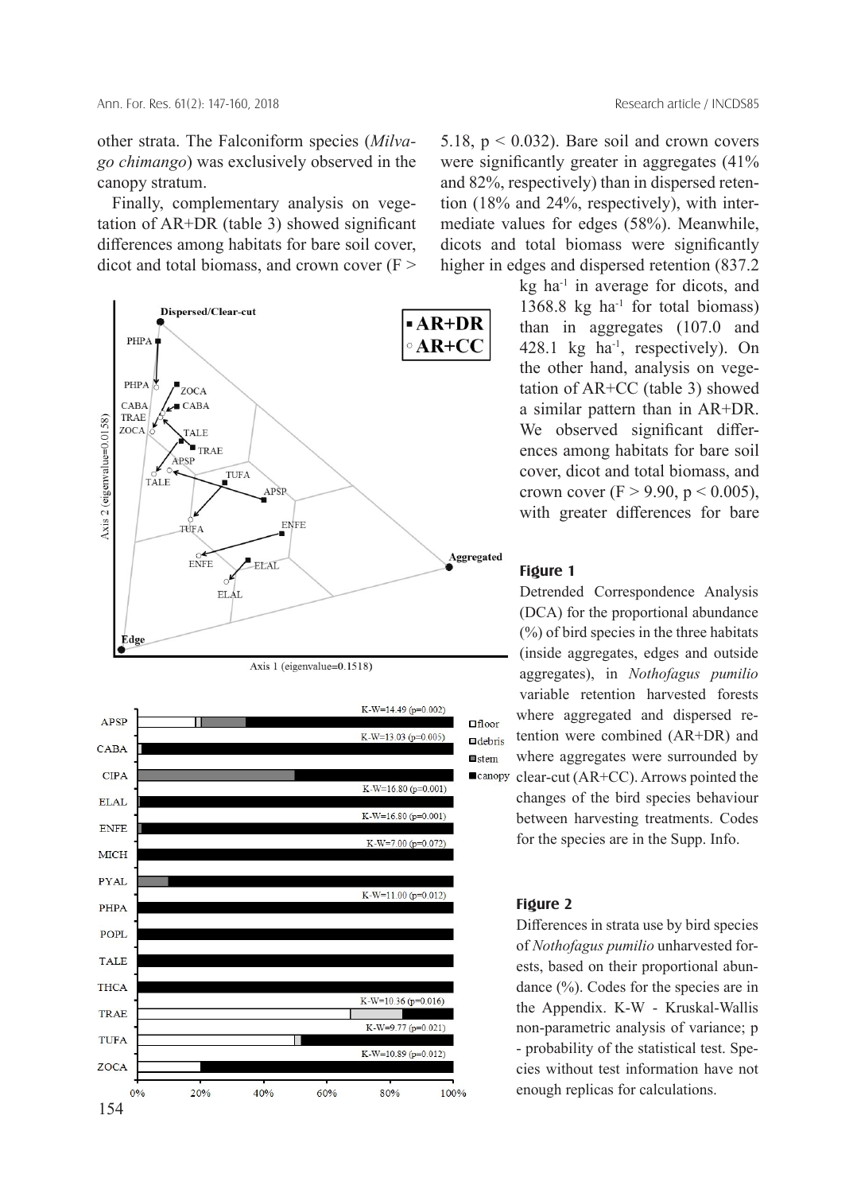other strata. The Falconiform species (*Milvago chimango*) was exclusively observed in the canopy stratum.

Finally, complementary analysis on vegetation of AR+DR (table 3) showed significant differences among habitats for bare soil cover, dicot and total biomass, and crown cover ($F > 5.18$, $p < 0.032$). Bare soil and crown covers were significantly greater in aggregates (41% and 82%, respectively) than in dispersed retention (18% and 24%, respectively), with intermediate values for edges (58%). Meanwhile, dicots and total biomass were significantly higher in edges and dispersed retention (837.2 kg ha$^{-1}$ in average for dicots, and 1368.8 kg ha$^{-1}$ for total biomass) than in aggregates (107.0 and 428.1 kg ha$^{-1}$, respectively). On the other hand, analysis on vegetation of AR+CC (table 3) showed a similar pattern than in AR+DR. We observed significant differences among habitats for bare soil cover, dicot and total biomass, and crown cover ($F > 9.90$, $p < 0.005$), with greater differences for bare

**Figure 1**
Detrended Correspondence Analysis (DCA) for the proportional abundance (%) of bird species in the three habitats (inside aggregates, edges and outside aggregates), in *Nothofagus pumilio* variable retention harvested forests where aggregated and dispersed retention were combined (AR+DR) and where aggregates were surrounded by clear-cut (AR+CC). Arrows pointed the changes of the bird species behaviour between harvesting treatments. Codes for the species are in the Supp. Info.

**Figure 2**
Differences in strata use by bird species of *Nothofagus pumilio* unharvested forests, based on their proportional abundance (%). Codes for the species are in the Appendix. K-W - Kruskal-Wallis non-parametric analysis of variance; p - probability of the statistical test. Species without test information have not enough replicas for calculations.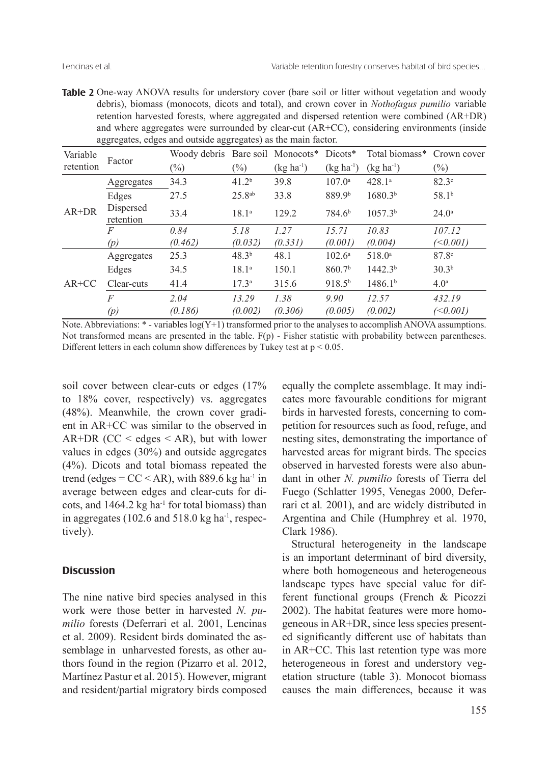**Table 2** One-way ANOVA results for understory cover (bare soil or litter without vegetation and woody debris), biomass (monocots, dicots and total), and crown cover in *Nothofagus pumilio* variable retention harvested forests, where aggregated and dispersed retention were combined (AR+DR) and where aggregates were surrounded by clear-cut (AR+CC), considering environments (inside aggregates, edges and outside aggregates) as the main factor.

| Variable retention | Factor | Woody debris (%) | Bare soil (%) | Monocots* ($kg\ ha^{-1}$) | Dicots* ($kg\ ha^{-1}$) | Total biomass* ($kg\ ha^{-1}$) | Crown cover (%) |
|---|---|---|---|---|---|---|---|
| AR+DR | Aggregates | 34.3 | 41.2$^{b}$ | 39.8 | 107.0$^{a}$ | 428.1$^{a}$ | 82.3$^{c}$ |
| | Edges | 27.5 | 25.8$^{ab}$ | 33.8 | 889.9$^{b}$ | 1680.3$^{b}$ | 58.1$^{b}$ |
| | Dispersed retention | 33.4 | 18.1$^{a}$ | 129.2 | 784.6$^{b}$ | 1057.3$^{b}$ | 24.0$^{a}$ |
| | *F* | *0.84* | *5.18* | *1.27* | *15.71* | *10.83* | *107.12* |
| | *(p)* | *(0.462)* | *(0.032)* | *(0.331)* | *(0.001)* | *(0.004)* | *(<0.001)* |
| AR+CC | Aggregates | 25.3 | 48.3$^{b}$ | 48.1 | 102.6$^{a}$ | 518.0$^{a}$ | 87.8$^{c}$ |
| | Edges | 34.5 | 18.1$^{a}$ | 150.1 | 860.7$^{b}$ | 1442.3$^{b}$ | 30.3$^{b}$ |
| | Clear-cuts | 41.4 | 17.3$^{a}$ | 315.6 | 918.5$^{b}$ | 1486.1$^{b}$ | 4.0$^{a}$ |
| | *F* | *2.04* | *13.29* | *1.38* | *9.90* | *12.57* | *432.19* |
| | *(p)* | *(0.186)* | *(0.002)* | *(0.306)* | *(0.005)* | *(0.002)* | *(<0.001)* |

Note. Abbreviations: * - variables log(Y+1) transformed prior to the analyses to accomplish ANOVA assumptions. Not transformed means are presented in the table. F(p) - Fisher statistic with probability between parentheses. Different letters in each column show differences by Tukey test at $p < 0.05$.

soil cover between clear-cuts or edges (17% to 18% cover, respectively) vs. aggregates (48%). Meanwhile, the crown cover gradient in AR+CC was similar to the observed in AR+DR (CC < edges < AR), but with lower values in edges (30%) and outside aggregates (4%). Dicots and total biomass repeated the trend (edges = CC < AR), with 889.6 $kg\ ha^{-1}$ in average between edges and clear-cuts for dicots, and 1464.2 $kg\ ha^{-1}$ for total biomass) than in aggregates (102.6 and 518.0 $kg\ ha^{-1}$, respectively).

## Discussion

The nine native bird species analysed in this work were those better in harvested *N. pumilio* forests (Deferrari et al. 2001, Lencinas et al. 2009). Resident birds dominated the assemblage in unharvested forests, as other authors found in the region (Pizarro et al. 2012, Martínez Pastur et al. 2015). However, migrant and resident/partial migratory birds composed equally the complete assemblage. It may indicates more favourable conditions for migrant birds in harvested forests, concerning to competition for resources such as food, refuge, and nesting sites, demonstrating the importance of harvested areas for migrant birds. The species observed in harvested forests were also abundant in other *N. pumilio* forests of Tierra del Fuego (Schlatter 1995, Venegas 2000, Deferrari et al. 2001), and are widely distributed in Argentina and Chile (Humphrey et al. 1970, Clark 1986).

Structural heterogeneity in the landscape is an important determinant of bird diversity, where both homogeneous and heterogeneous landscape types have special value for different functional groups (French & Picozzi 2002). The habitat features were more homogeneous in AR+DR, since less species presented significantly different use of habitats than in AR+CC. This last retention type was more heterogeneous in forest and understory vegetation structure (table 3). Monocot biomass causes the main differences, because it was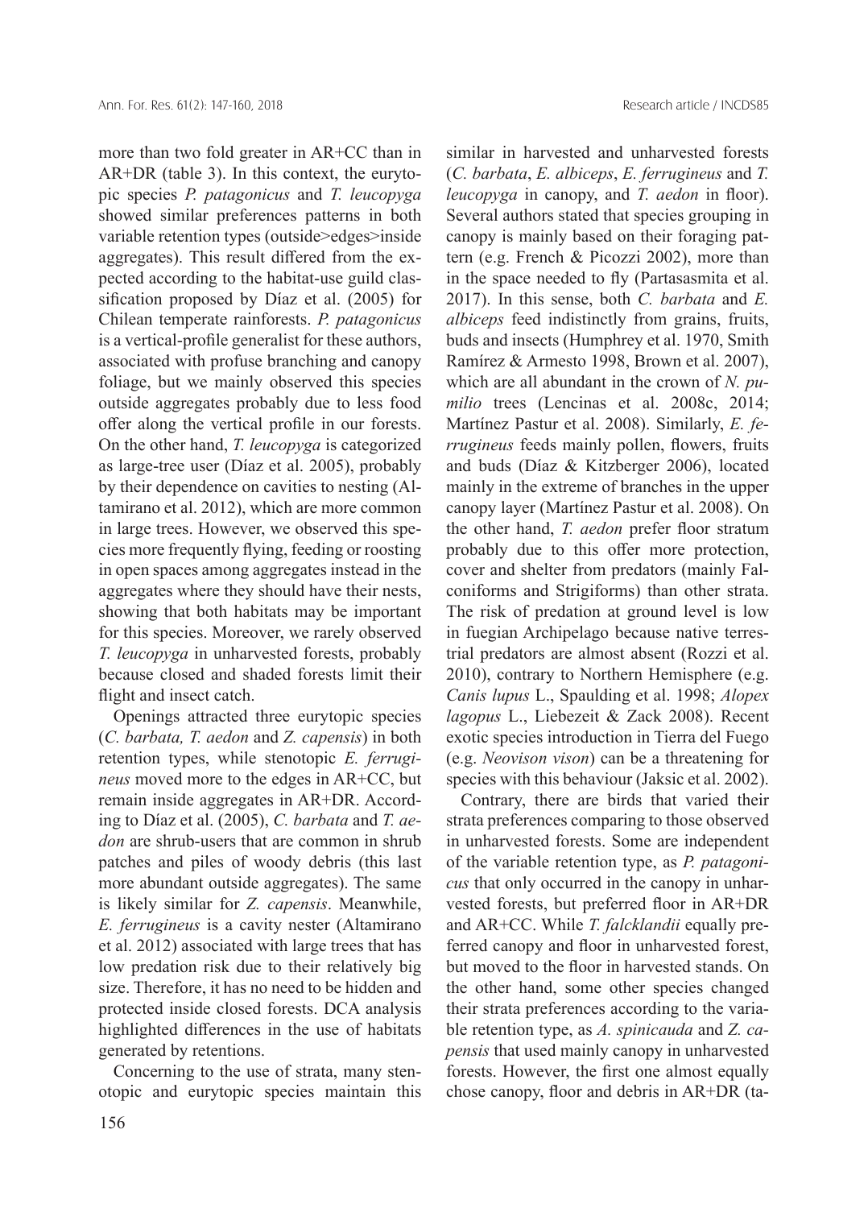more than two fold greater in AR+CC than in AR+DR (table 3). In this context, the eurytopic species *P. patagonicus* and *T. leucopyga* showed similar preferences patterns in both variable retention types (outside>edges>inside aggregates). This result differed from the expected according to the habitat-use guild classification proposed by Díaz et al. (2005) for Chilean temperate rainforests. *P. patagonicus* is a vertical-profile generalist for these authors, associated with profuse branching and canopy foliage, but we mainly observed this species outside aggregates probably due to less food offer along the vertical profile in our forests. On the other hand, *T. leucopyga* is categorized as large-tree user (Díaz et al. 2005), probably by their dependence on cavities to nesting (Altamirano et al. 2012), which are more common in large trees. However, we observed this species more frequently flying, feeding or roosting in open spaces among aggregates instead in the aggregates where they should have their nests, showing that both habitats may be important for this species. Moreover, we rarely observed *T. leucopyga* in unharvested forests, probably because closed and shaded forests limit their flight and insect catch.

Openings attracted three eurytopic species (*C. barbata, T. aedon* and *Z. capensis*) in both retention types, while stenotopic *E. ferrugineus* moved more to the edges in AR+CC, but remain inside aggregates in AR+DR. According to Díaz et al. (2005), *C. barbata* and *T. aedon* are shrub-users that are common in shrub patches and piles of woody debris (this last more abundant outside aggregates). The same is likely similar for *Z. capensis*. Meanwhile, *E. ferrugineus* is a cavity nester (Altamirano et al. 2012) associated with large trees that has low predation risk due to their relatively big size. Therefore, it has no need to be hidden and protected inside closed forests. DCA analysis highlighted differences in the use of habitats generated by retentions.

Concerning to the use of strata, many stenotopic and eurytopic species maintain this similar in harvested and unharvested forests (*C. barbata*, *E. albiceps*, *E. ferrugineus* and *T. leucopyga* in canopy, and *T. aedon* in floor). Several authors stated that species grouping in canopy is mainly based on their foraging pattern (e.g. French & Picozzi 2002), more than in the space needed to fly (Partasasmita et al. 2017). In this sense, both *C. barbata* and *E. albiceps* feed indistinctly from grains, fruits, buds and insects (Humphrey et al. 1970, Smith Ramírez & Armesto 1998, Brown et al. 2007), which are all abundant in the crown of *N. pumilio* trees (Lencinas et al. 2008c, 2014; Martínez Pastur et al. 2008). Similarly, *E. ferrugineus* feeds mainly pollen, flowers, fruits and buds (Díaz & Kitzberger 2006), located mainly in the extreme of branches in the upper canopy layer (Martínez Pastur et al. 2008). On the other hand, *T. aedon* prefer floor stratum probably due to this offer more protection, cover and shelter from predators (mainly Falconiforms and Strigiforms) than other strata. The risk of predation at ground level is low in fuegian Archipelago because native terrestrial predators are almost absent (Rozzi et al. 2010), contrary to Northern Hemisphere (e.g. *Canis lupus* L., Spaulding et al. 1998; *Alopex lagopus* L., Liebezeit & Zack 2008). Recent exotic species introduction in Tierra del Fuego (e.g. *Neovison vison*) can be a threatening for species with this behaviour (Jaksic et al. 2002).

Contrary, there are birds that varied their strata preferences comparing to those observed in unharvested forests. Some are independent of the variable retention type, as *P. patagonicus* that only occurred in the canopy in unharvested forests, but preferred floor in AR+DR and AR+CC. While *T. falcklandii* equally preferred canopy and floor in unharvested forest, but moved to the floor in harvested stands. On the other hand, some other species changed their strata preferences according to the variable retention type, as *A. spinicauda* and *Z. capensis* that used mainly canopy in unharvested forests. However, the first one almost equally chose canopy, floor and debris in AR+DR (ta-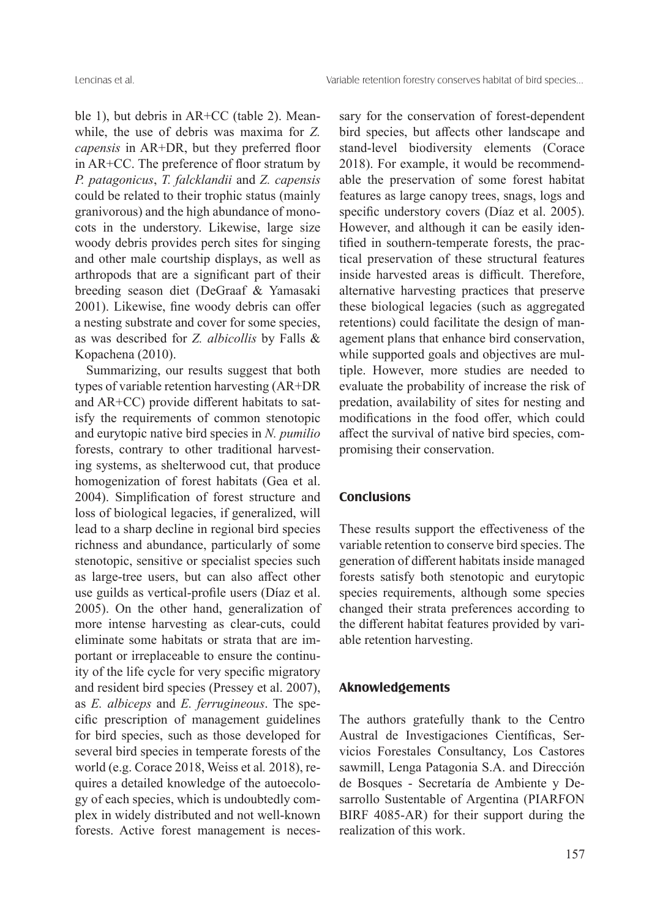ble 1), but debris in AR+CC (table 2). Meanwhile, the use of debris was maxima for *Z. capensis* in AR+DR, but they preferred floor in AR+CC. The preference of floor stratum by *P. patagonicus*, *T. falcklandii* and *Z. capensis* could be related to their trophic status (mainly granivorous) and the high abundance of monocots in the understory. Likewise, large size woody debris provides perch sites for singing and other male courtship displays, as well as arthropods that are a significant part of their breeding season diet (DeGraaf & Yamasaki 2001). Likewise, fine woody debris can offer a nesting substrate and cover for some species, as was described for *Z. albicollis* by Falls & Kopachena (2010).

Summarizing, our results suggest that both types of variable retention harvesting (AR+DR and AR+CC) provide different habitats to satisfy the requirements of common stenotopic and eurytopic native bird species in *N. pumilio* forests, contrary to other traditional harvesting systems, as shelterwood cut, that produce homogenization of forest habitats (Gea et al. 2004). Simplification of forest structure and loss of biological legacies, if generalized, will lead to a sharp decline in regional bird species richness and abundance, particularly of some stenotopic, sensitive or specialist species such as large-tree users, but can also affect other use guilds as vertical-profile users (Díaz et al. 2005). On the other hand, generalization of more intense harvesting as clear-cuts, could eliminate some habitats or strata that are important or irreplaceable to ensure the continuity of the life cycle for very specific migratory and resident bird species (Pressey et al. 2007), as *E. albiceps* and *E. ferrugineous*. The specific prescription of management guidelines for bird species, such as those developed for several bird species in temperate forests of the world (e.g. Corace 2018, Weiss et al*.* 2018), requires a detailed knowledge of the autoecology of each species, which is undoubtedly complex in widely distributed and not well-known forests. Active forest management is necessary for the conservation of forest-dependent bird species, but affects other landscape and stand-level biodiversity elements (Corace 2018). For example, it would be recommendable the preservation of some forest habitat features as large canopy trees, snags, logs and specific understory covers (Díaz et al. 2005). However, and although it can be easily identified in southern-temperate forests, the practical preservation of these structural features inside harvested areas is difficult. Therefore, alternative harvesting practices that preserve these biological legacies (such as aggregated retentions) could facilitate the design of management plans that enhance bird conservation, while supported goals and objectives are multiple. However, more studies are needed to evaluate the probability of increase the risk of predation, availability of sites for nesting and modifications in the food offer, which could affect the survival of native bird species, compromising their conservation.

## Conclusions

These results support the effectiveness of the variable retention to conserve bird species. The generation of different habitats inside managed forests satisfy both stenotopic and eurytopic species requirements, although some species changed their strata preferences according to the different habitat features provided by variable retention harvesting.

## Aknowledgements

The authors gratefully thank to the Centro Austral de Investigaciones Científicas, Servicios Forestales Consultancy, Los Castores sawmill, Lenga Patagonia S.A. and Dirección de Bosques - Secretaría de Ambiente y Desarrollo Sustentable of Argentina (PIARFON BIRF 4085-AR) for their support during the realization of this work.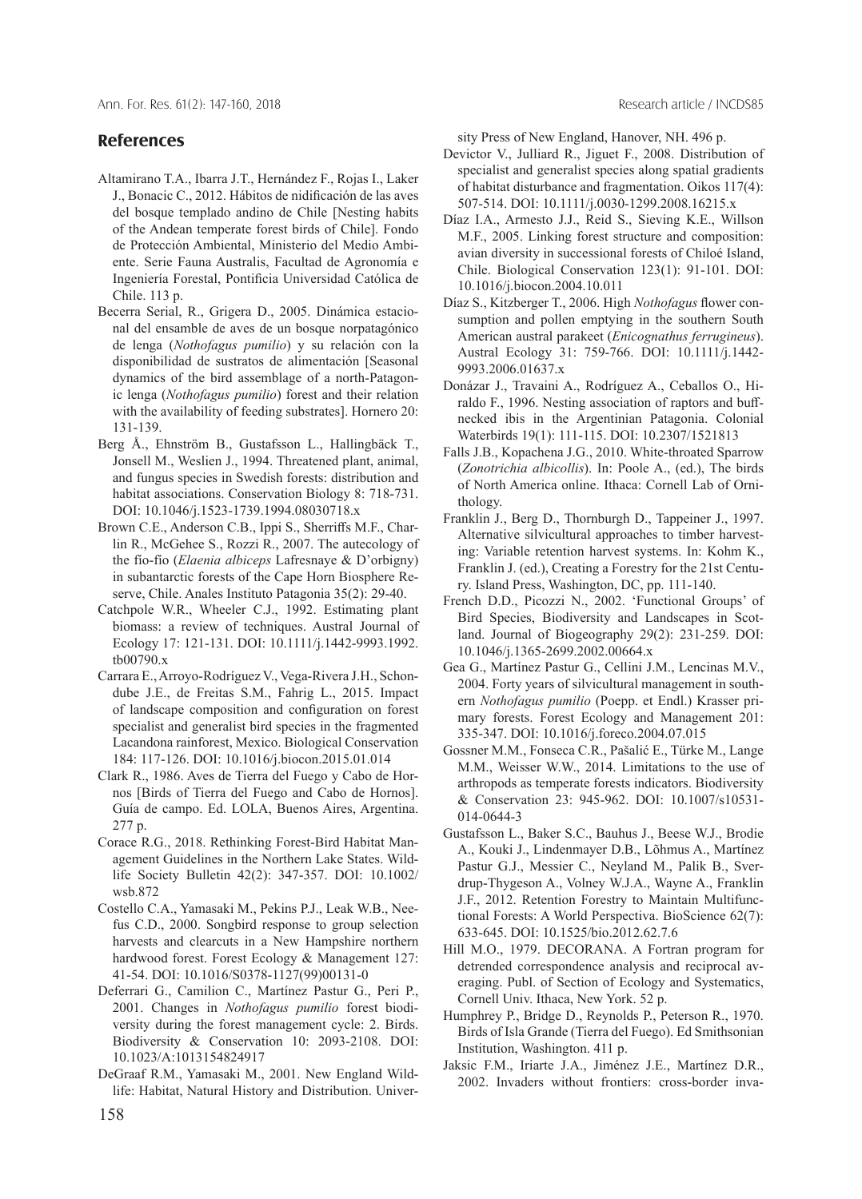## References

Altamirano T.A., Ibarra J.T., Hernández F., Rojas I., Laker J., Bonacic C., 2012. Hábitos de nidificación de las aves del bosque templado andino de Chile [Nesting habits of the Andean temperate forest birds of Chile]. Fondo de Protección Ambiental, Ministerio del Medio Ambiente. Serie Fauna Australis, Facultad de Agronomía e Ingeniería Forestal, Pontificia Universidad Católica de Chile. 113 p.

Becerra Serial, R., Grigera D., 2005. Dinámica estacional del ensamble de aves de un bosque norpatagónico de lenga (*Nothofagus pumilio*) y su relación con la disponibilidad de sustratos de alimentación [Seasonal dynamics of the bird assemblage of a north-Patagonic lenga (*Nothofagus pumilio*) forest and their relation with the availability of feeding substrates]. Hornero 20: 131-139.

Berg Å., Ehnström B., Gustafsson L., Hallingbäck T., Jonsell M., Weslien J., 1994. Threatened plant, animal, and fungus species in Swedish forests: distribution and habitat associations. Conservation Biology 8: 718-731. DOI: 10.1046/j.1523-1739.1994.08030718.x

Brown C.E., Anderson C.B., Ippi S., Sherriffs M.F., Charlin R., McGehee S., Rozzi R., 2007. The autecology of the fío-fío (*Elaenia albiceps* Lafresnaye & D'orbigny) in subantarctic forests of the Cape Horn Biosphere Reserve, Chile. Anales Instituto Patagonia 35(2): 29-40.

Catchpole W.R., Wheeler C.J., 1992. Estimating plant biomass: a review of techniques. Austral Journal of Ecology 17: 121-131. DOI: 10.1111/j.1442-9993.1992.tb00790.x

Carrara E., Arroyo-Rodríguez V., Vega-Rivera J.H., Schondube J.E., de Freitas S.M., Fahrig L., 2015. Impact of landscape composition and configuration on forest specialist and generalist bird species in the fragmented Lacandona rainforest, Mexico. Biological Conservation 184: 117-126. DOI: 10.1016/j.biocon.2015.01.014

Clark R., 1986. Aves de Tierra del Fuego y Cabo de Hornos [Birds of Tierra del Fuego and Cabo de Hornos]. Guía de campo. Ed. LOLA, Buenos Aires, Argentina. 277 p.

Corace R.G., 2018. Rethinking Forest-Bird Habitat Management Guidelines in the Northern Lake States. Wildlife Society Bulletin 42(2): 347-357. DOI: 10.1002/wsb.872

Costello C.A., Yamasaki M., Pekins P.J., Leak W.B., Neefus C.D., 2000. Songbird response to group selection harvests and clearcuts in a New Hampshire northern hardwood forest. Forest Ecology & Management 127: 41-54. DOI: 10.1016/S0378-1127(99)00131-0

Deferrari G., Camilion C., Martínez Pastur G., Peri P., 2001. Changes in *Nothofagus pumilio* forest biodiversity during the forest management cycle: 2. Birds. Biodiversity & Conservation 10: 2093-2108. DOI: 10.1023/A:1013154824917

DeGraaf R.M., Yamasaki M., 2001. New England Wildlife: Habitat, Natural History and Distribution. University Press of New England, Hanover, NH. 496 p.

Devictor V., Julliard R., Jiguet F., 2008. Distribution of specialist and generalist species along spatial gradients of habitat disturbance and fragmentation. Oikos 117(4): 507-514. DOI: 10.1111/j.0030-1299.2008.16215.x

Díaz I.A., Armesto J.J., Reid S., Sieving K.E., Willson M.F., 2005. Linking forest structure and composition: avian diversity in successional forests of Chiloé Island, Chile. Biological Conservation 123(1): 91-101. DOI: 10.1016/j.biocon.2004.10.011

Díaz S., Kitzberger T., 2006. High *Nothofagus* flower consumption and pollen emptying in the southern South American austral parakeet (*Enicognathus ferrugineus*). Austral Ecology 31: 759-766. DOI: 10.1111/j.1442-9993.2006.01637.x

Donázar J., Travaini A., Rodríguez A., Ceballos O., Hiraldo F., 1996. Nesting association of raptors and buff-necked ibis in the Argentinian Patagonia. Colonial Waterbirds 19(1): 111-115. DOI: 10.2307/1521813

Falls J.B., Kopachena J.G., 2010. White-throated Sparrow (*Zonotrichia albicollis*). In: Poole A., (ed.), The birds of North America online. Ithaca: Cornell Lab of Ornithology.

Franklin J., Berg D., Thornburgh D., Tappeiner J., 1997. Alternative silvicultural approaches to timber harvesting: Variable retention harvest systems. In: Kohm K., Franklin J. (ed.), Creating a Forestry for the 21st Century. Island Press, Washington, DC, pp. 111-140.

French D.D., Picozzi N., 2002. 'Functional Groups' of Bird Species, Biodiversity and Landscapes in Scotland. Journal of Biogeography 29(2): 231-259. DOI: 10.1046/j.1365-2699.2002.00664.x

Gea G., Martínez Pastur G., Cellini J.M., Lencinas M.V., 2004. Forty years of silvicultural management in southern *Nothofagus pumilio* (Poepp. et Endl.) Krasser primary forests. Forest Ecology and Management 201: 335-347. DOI: 10.1016/j.foreco.2004.07.015

Gossner M.M., Fonseca C.R., Pašalić E., Türke M., Lange M.M., Weisser W.W., 2014. Limitations to the use of arthropods as temperate forests indicators. Biodiversity & Conservation 23: 945-962. DOI: 10.1007/s10531-014-0644-3

Gustafsson L., Baker S.C., Bauhus J., Beese W.J., Brodie A., Kouki J., Lindenmayer D.B., Lõhmus A., Martínez Pastur G.J., Messier C., Neyland M., Palik B., Sverdrup-Thygeson A., Volney W.J.A., Wayne A., Franklin J.F., 2012. Retention Forestry to Maintain Multifunctional Forests: A World Perspectiva. BioScience 62(7): 633-645. DOI: 10.1525/bio.2012.62.7.6

Hill M.O., 1979. DECORANA. A Fortran program for detrended correspondence analysis and reciprocal averaging. Publ. of Section of Ecology and Systematics, Cornell Univ. Ithaca, New York. 52 p.

Humphrey P., Bridge D., Reynolds P., Peterson R., 1970. Birds of Isla Grande (Tierra del Fuego). Ed Smithsonian Institution, Washington. 411 p.

Jaksic F.M., Iriarte J.A., Jiménez J.E., Martínez D.R., 2002. Invaders without frontiers: cross-border inva-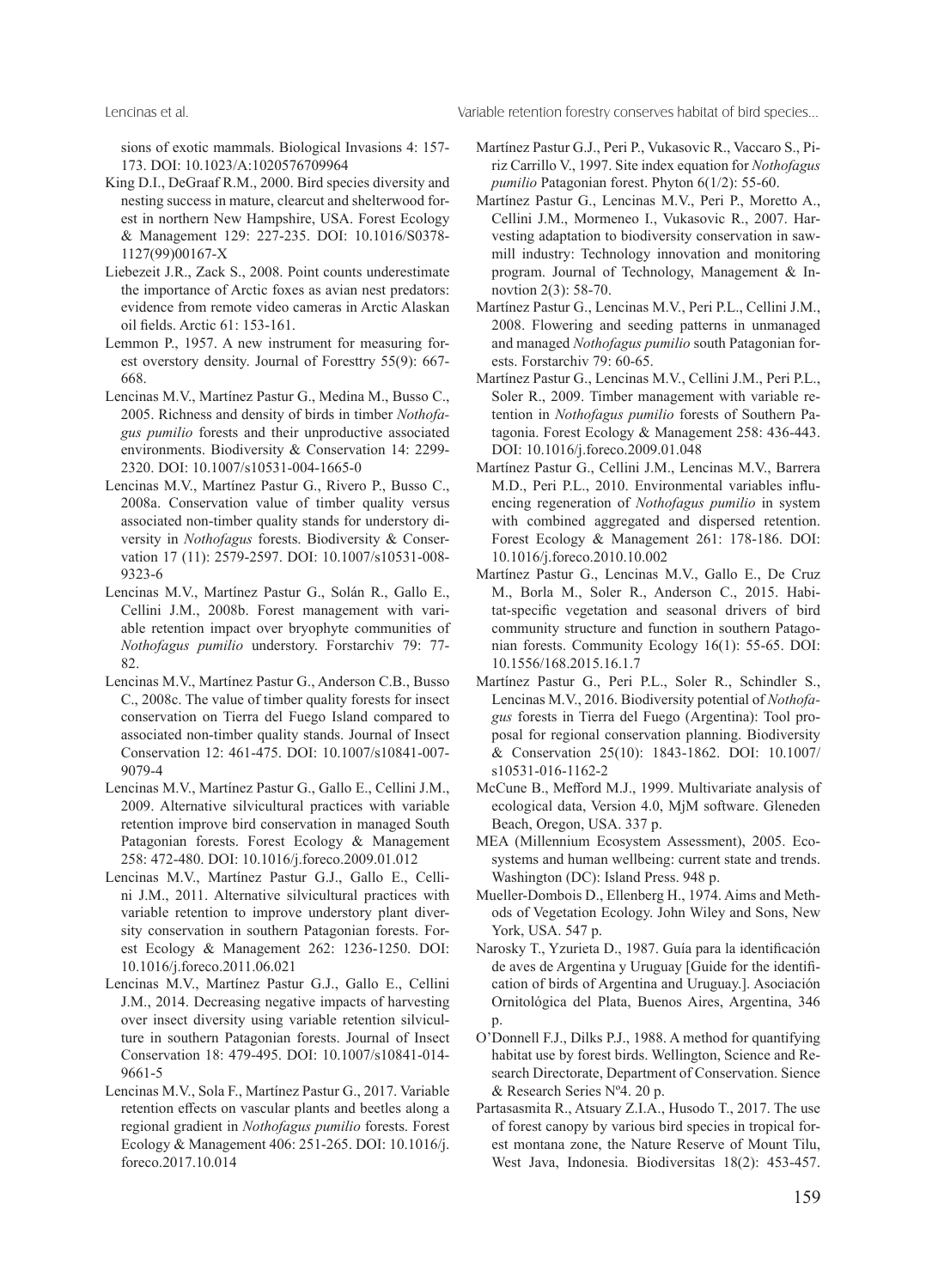sions of exotic mammals. Biological Invasions 4: 157-173. DOI: 10.1023/A:1020576709964

King D.I., DeGraaf R.M., 2000. Bird species diversity and nesting success in mature, clearcut and shelterwood forest in northern New Hampshire, USA. Forest Ecology & Management 129: 227-235. DOI: 10.1016/S0378-1127(99)00167-X

Liebezeit J.R., Zack S., 2008. Point counts underestimate the importance of Arctic foxes as avian nest predators: evidence from remote video cameras in Arctic Alaskan oil fields. Arctic 61: 153-161.

Lemmon P., 1957. A new instrument for measuring forest overstory density. Journal of Foresttry 55(9): 667-668.

Lencinas M.V., Martínez Pastur G., Medina M., Busso C., 2005. Richness and density of birds in timber *Nothofagus pumilio* forests and their unproductive associated environments. Biodiversity & Conservation 14: 2299-2320. DOI: 10.1007/s10531-004-1665-0

Lencinas M.V., Martínez Pastur G., Rivero P., Busso C., 2008a. Conservation value of timber quality versus associated non-timber quality stands for understory diversity in *Nothofagus* forests. Biodiversity & Conservation 17 (11): 2579-2597. DOI: 10.1007/s10531-008-9323-6

Lencinas M.V., Martínez Pastur G., Solán R., Gallo E., Cellini J.M., 2008b. Forest management with variable retention impact over bryophyte communities of *Nothofagus pumilio* understory. Forstarchiv 79: 77-82.

Lencinas M.V., Martínez Pastur G., Anderson C.B., Busso C., 2008c. The value of timber quality forests for insect conservation on Tierra del Fuego Island compared to associated non-timber quality stands. Journal of Insect Conservation 12: 461-475. DOI: 10.1007/s10841-007-9079-4

Lencinas M.V., Martínez Pastur G., Gallo E., Cellini J.M., 2009. Alternative silvicultural practices with variable retention improve bird conservation in managed South Patagonian forests. Forest Ecology & Management 258: 472-480. DOI: 10.1016/j.foreco.2009.01.012

Lencinas M.V., Martínez Pastur G.J., Gallo E., Cellini J.M., 2011. Alternative silvicultural practices with variable retention to improve understory plant diversity conservation in southern Patagonian forests. Forest Ecology & Management 262: 1236-1250. DOI: 10.1016/j.foreco.2011.06.021

Lencinas M.V., Martínez Pastur G.J., Gallo E., Cellini J.M., 2014. Decreasing negative impacts of harvesting over insect diversity using variable retention silviculture in southern Patagonian forests. Journal of Insect Conservation 18: 479-495. DOI: 10.1007/s10841-014-9661-5

Lencinas M.V., Sola F., Martínez Pastur G., 2017. Variable retention effects on vascular plants and beetles along a regional gradient in *Nothofagus pumilio* forests. Forest Ecology & Management 406: 251-265. DOI: 10.1016/j.foreco.2017.10.014

Martínez Pastur G.J., Peri P., Vukasovic R., Vaccaro S., Piriz Carrillo V., 1997. Site index equation for *Nothofagus pumilio* Patagonian forest. Phyton 6(1/2): 55-60.

Martínez Pastur G., Lencinas M.V., Peri P., Moretto A., Cellini J.M., Mormeneo I., Vukasovic R., 2007. Harvesting adaptation to biodiversity conservation in sawmill industry: Technology innovation and monitoring program. Journal of Technology, Management & Innovtion 2(3): 58-70.

Martínez Pastur G., Lencinas M.V., Peri P.L., Cellini J.M., 2008. Flowering and seeding patterns in unmanaged and managed *Nothofagus pumilio* south Patagonian forests. Forstarchiv 79: 60-65.

Martínez Pastur G., Lencinas M.V., Cellini J.M., Peri P.L., Soler R., 2009. Timber management with variable retention in *Nothofagus pumilio* forests of Southern Patagonia. Forest Ecology & Management 258: 436-443. DOI: 10.1016/j.foreco.2009.01.048

Martínez Pastur G., Cellini J.M., Lencinas M.V., Barrera M.D., Peri P.L., 2010. Environmental variables influencing regeneration of *Nothofagus pumilio* in system with combined aggregated and dispersed retention. Forest Ecology & Management 261: 178-186. DOI: 10.1016/j.foreco.2010.10.002

Martínez Pastur G., Lencinas M.V., Gallo E., De Cruz M., Borla M., Soler R., Anderson C., 2015. Habitat-specific vegetation and seasonal drivers of bird community structure and function in southern Patagonian forests. Community Ecology 16(1): 55-65. DOI: 10.1556/168.2015.16.1.7

Martínez Pastur G., Peri P.L., Soler R., Schindler S., Lencinas M.V., 2016. Biodiversity potential of *Nothofagus* forests in Tierra del Fuego (Argentina): Tool proposal for regional conservation planning. Biodiversity & Conservation 25(10): 1843-1862. DOI: 10.1007/s10531-016-1162-2

McCune B., Mefford M.J., 1999. Multivariate analysis of ecological data, Version 4.0, MjM software. Gleneden Beach, Oregon, USA. 337 p.

MEA (Millennium Ecosystem Assessment), 2005. Ecosystems and human wellbeing: current state and trends. Washington (DC): Island Press. 948 p.

Mueller-Dombois D., Ellenberg H., 1974. Aims and Methods of Vegetation Ecology. John Wiley and Sons, New York, USA. 547 p.

Narosky T., Yzurieta D., 1987. Guía para la identificación de aves de Argentina y Uruguay [Guide for the identification of birds of Argentina and Uruguay.]. Asociación Ornitológica del Plata, Buenos Aires, Argentina, 346 p.

O'Donnell F.J., Dilks P.J., 1988. A method for quantifying habitat use by forest birds. Wellington, Science and Research Directorate, Department of Conservation. Sience & Research Series Nº4. 20 p.

Partasasmita R., Atsuary Z.I.A., Husodo T., 2017. The use of forest canopy by various bird species in tropical forest montana zone, the Nature Reserve of Mount Tilu, West Java, Indonesia. Biodiversitas 18(2): 453-457.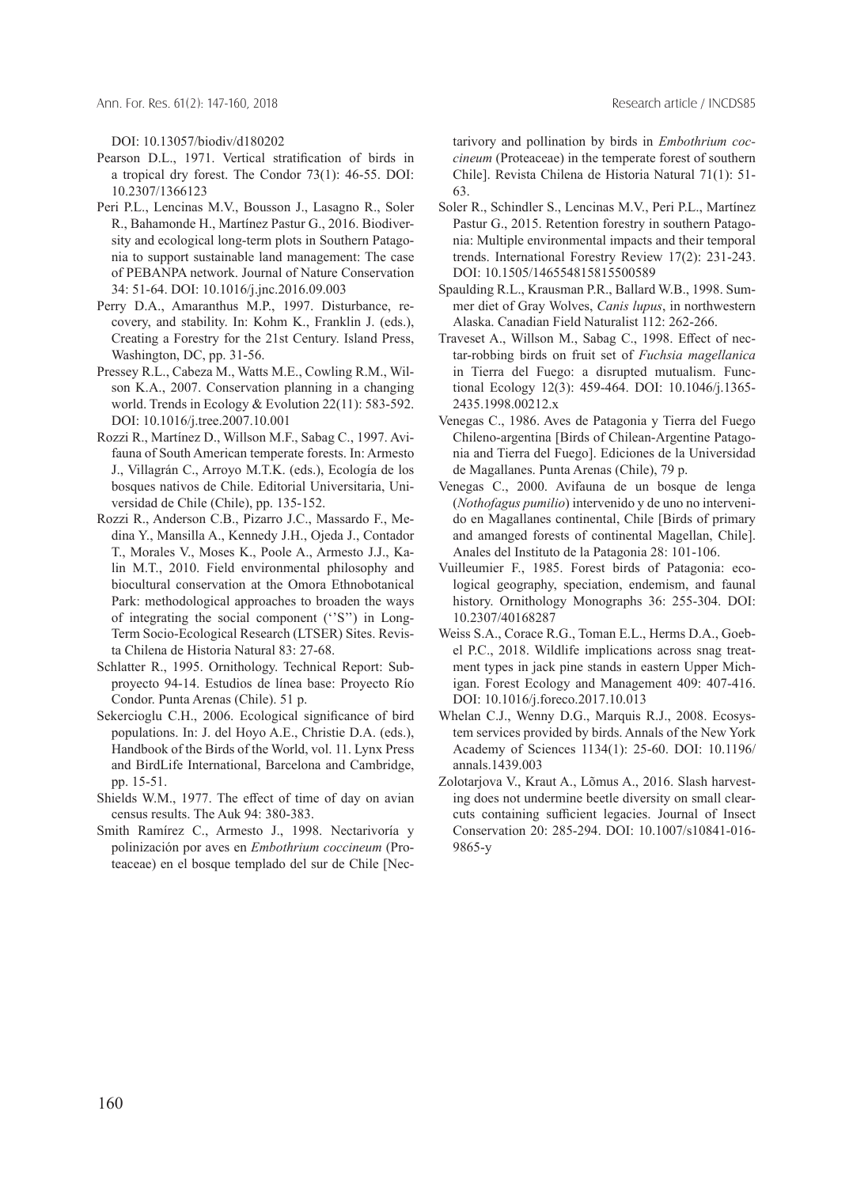DOI: 10.13057/biodiv/d180202

Pearson D.L., 1971. Vertical stratification of birds in a tropical dry forest. The Condor 73(1): 46-55. DOI: 10.2307/1366123

Peri P.L., Lencinas M.V., Bousson J., Lasagno R., Soler R., Bahamonde H., Martínez Pastur G., 2016. Biodiversity and ecological long-term plots in Southern Patagonia to support sustainable land management: The case of PEBANPA network. Journal of Nature Conservation 34: 51-64. DOI: 10.1016/j.jnc.2016.09.003

Perry D.A., Amaranthus M.P., 1997. Disturbance, recovery, and stability. In: Kohm K., Franklin J. (eds.), Creating a Forestry for the 21st Century. Island Press, Washington, DC, pp. 31-56.

Pressey R.L., Cabeza M., Watts M.E., Cowling R.M., Wilson K.A., 2007. Conservation planning in a changing world. Trends in Ecology & Evolution 22(11): 583-592. DOI: 10.1016/j.tree.2007.10.001

Rozzi R., Martínez D., Willson M.F., Sabag C., 1997. Avifauna of South American temperate forests. In: Armesto J., Villagrán C., Arroyo M.T.K. (eds.), Ecología de los bosques nativos de Chile. Editorial Universitaria, Universidad de Chile (Chile), pp. 135-152.

Rozzi R., Anderson C.B., Pizarro J.C., Massardo F., Medina Y., Mansilla A., Kennedy J.H., Ojeda J., Contador T., Morales V., Moses K., Poole A., Armesto J.J., Kalin M.T., 2010. Field environmental philosophy and biocultural conservation at the Omora Ethnobotanical Park: methodological approaches to broaden the ways of integrating the social component (''S'') in Long-Term Socio-Ecological Research (LTSER) Sites. Revista Chilena de Historia Natural 83: 27-68.

Schlatter R., 1995. Ornithology. Technical Report: Subproyecto 94-14. Estudios de línea base: Proyecto Río Condor. Punta Arenas (Chile). 51 p.

Sekercioglu C.H., 2006. Ecological significance of bird populations. In: J. del Hoyo A.E., Christie D.A. (eds.), Handbook of the Birds of the World, vol. 11. Lynx Press and BirdLife International, Barcelona and Cambridge, pp. 15-51.

Shields W.M., 1977. The effect of time of day on avian census results. The Auk 94: 380-383.

Smith Ramírez C., Armesto J., 1998. Nectarivoría y polinización por aves en *Embothrium coccineum* (Proteaceae) en el bosque templado del sur de Chile [Nectarivory and pollination by birds in *Embothrium coccineum* (Proteaceae) in the temperate forest of southern Chile]. Revista Chilena de Historia Natural 71(1): 51-63.

Soler R., Schindler S., Lencinas M.V., Peri P.L., Martínez Pastur G., 2015. Retention forestry in southern Patagonia: Multiple environmental impacts and their temporal trends. International Forestry Review 17(2): 231-243. DOI: 10.1505/146554815815500589

Spaulding R.L., Krausman P.R., Ballard W.B., 1998. Summer diet of Gray Wolves, *Canis lupus*, in northwestern Alaska. Canadian Field Naturalist 112: 262-266.

Traveset A., Willson M., Sabag C., 1998. Effect of nectar-robbing birds on fruit set of *Fuchsia magellanica* in Tierra del Fuego: a disrupted mutualism. Functional Ecology 12(3): 459-464. DOI: 10.1046/j.1365-2435.1998.00212.x

Venegas C., 1986. Aves de Patagonia y Tierra del Fuego Chileno-argentina [Birds of Chilean-Argentine Patagonia and Tierra del Fuego]. Ediciones de la Universidad de Magallanes. Punta Arenas (Chile), 79 p.

Venegas C., 2000. Avifauna de un bosque de lenga (*Nothofagus pumilio*) intervenido y de uno no intervenido en Magallanes continental, Chile [Birds of primary and amanged forests of continental Magellan, Chile]. Anales del Instituto de la Patagonia 28: 101-106.

Vuilleumier F., 1985. Forest birds of Patagonia: ecological geography, speciation, endemism, and faunal history. Ornithology Monographs 36: 255-304. DOI: 10.2307/40168287

Weiss S.A., Corace R.G., Toman E.L., Herms D.A., Goebel P.C., 2018. Wildlife implications across snag treatment types in jack pine stands in eastern Upper Michigan. Forest Ecology and Management 409: 407-416. DOI: 10.1016/j.foreco.2017.10.013

Whelan C.J., Wenny D.G., Marquis R.J., 2008. Ecosystem services provided by birds. Annals of the New York Academy of Sciences 1134(1): 25-60. DOI: 10.1196/annals.1439.003

Zolotarjova V., Kraut A., Lõmus A., 2016. Slash harvesting does not undermine beetle diversity on small clearcuts containing sufficient legacies. Journal of Insect Conservation 20: 285-294. DOI: 10.1007/s10841-016-9865-y